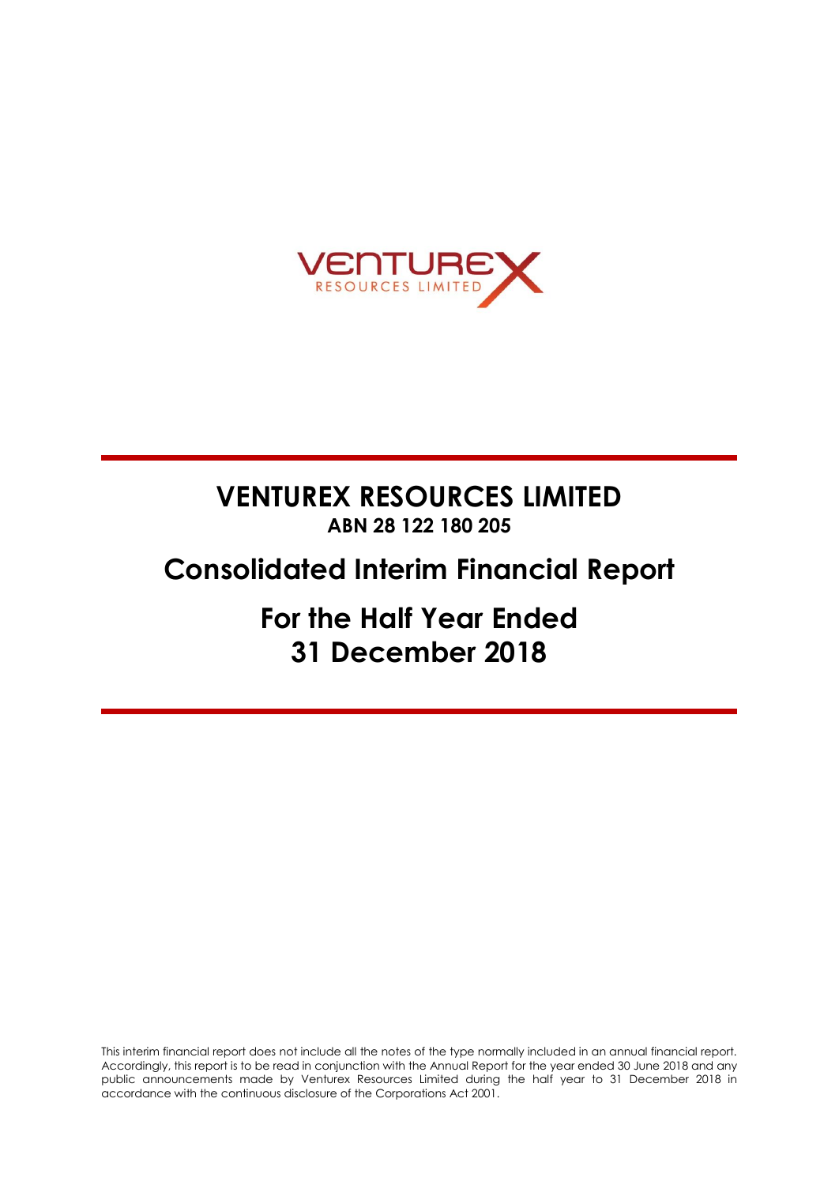# VENTUREX RESOURCES LIMITED

**ABN 28 122 180 205**

## Consolidated Interim Financial Report

## For the Half Year Ended 31 December 2018

This interim financial report does not include all the notes of the type normally included in an annual financial report. Accordingly, this report is to be read in conjunction with the Annual Report for the year ended 30 June 2018 and any public announcements made by Venturex Resources Limited during the half year to 31 December 2018 in accordance with the continuous disclosure of the Corporations Act 2001.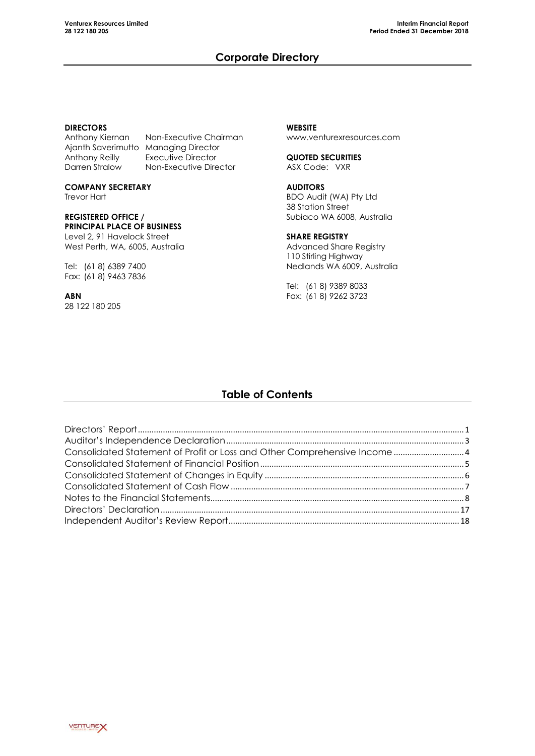## Corporate Directory

**DIRECTORS**

| | |
|---|---|
| Anthony Kiernan | Non-Executive Chairman |
| Ajanth Saverimutto | Managing Director |
| Anthony Reilly | Executive Director |
| Darren Stralow | Non-Executive Director |

**COMPANY SECRETARY**
Trevor Hart

**REGISTERED OFFICE / PRINCIPAL PLACE OF BUSINESS**
Level 2, 91 Havelock Street
West Perth, WA, 6005, Australia

Tel: (61 8) 6389 7400
Fax: (61 8) 9463 7836

**ABN**
28 122 180 205

**WEBSITE**
www.venturexresources.com

**QUOTED SECURITIES**
ASX Code: VXR

**AUDITORS**
BDO Audit (WA) Pty Ltd
38 Station Street
Subiaco WA 6008, Australia

**SHARE REGISTRY**
Advanced Share Registry
110 Stirling Highway
Nedlands WA 6009, Australia

Tel: (61 8) 9389 8033
Fax: (61 8) 9262 3723

## Table of Contents

| | |
|---|---|
| Directors' Report | 1 |
| Auditor's Independence Declaration | 3 |
| Consolidated Statement of Profit or Loss and Other Comprehensive Income | 4 |
| Consolidated Statement of Financial Position | 5 |
| Consolidated Statement of Changes in Equity | 6 |
| Consolidated Statement of Cash Flow | 7 |
| Notes to the Financial Statements | 8 |
| Directors' Declaration | 17 |
| Independent Auditor's Review Report | 18 |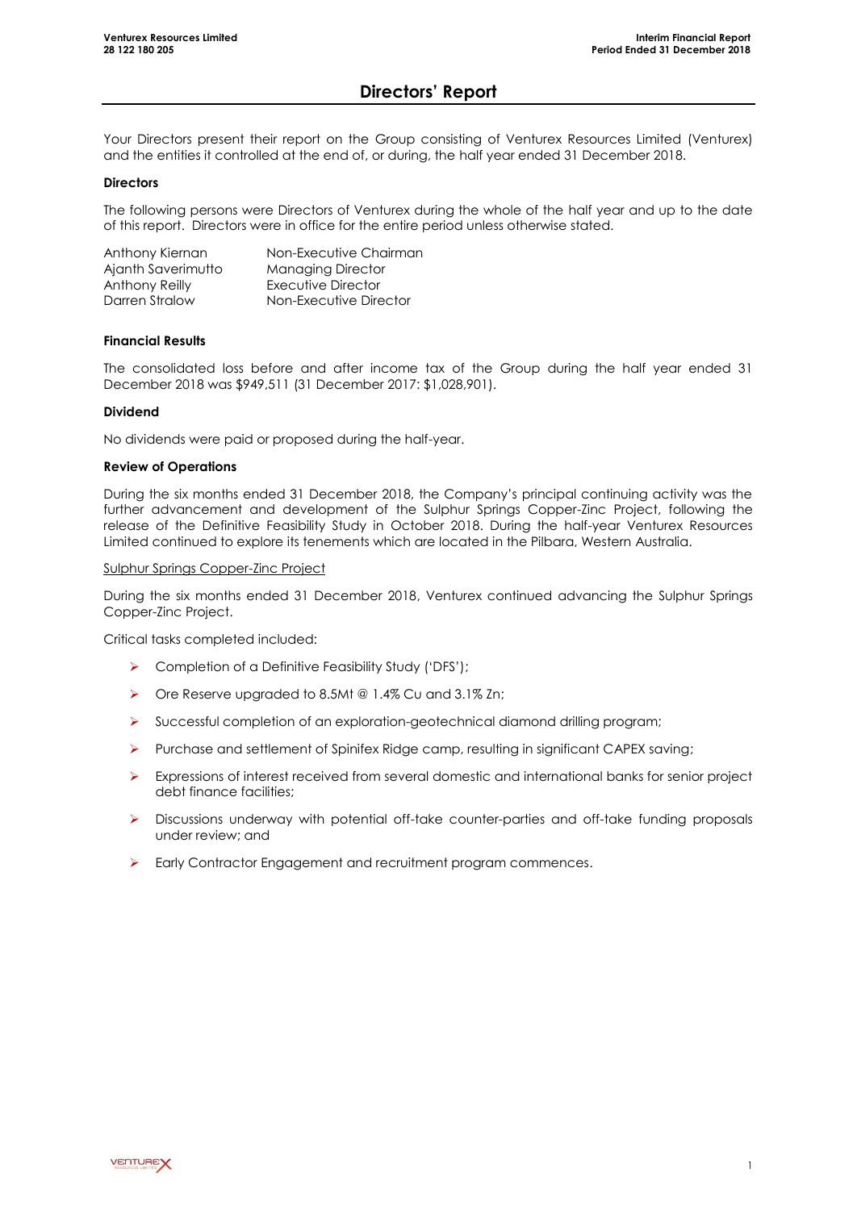# Directors' Report

Your Directors present their report on the Group consisting of Venturex Resources Limited (Venturex) and the entities it controlled at the end of, or during, the half year ended 31 December 2018.

**Directors**

The following persons were Directors of Venturex during the whole of the half year and up to the date of this report. Directors were in office for the entire period unless otherwise stated.

| | |
|---|---|
| Anthony Kiernan | Non-Executive Chairman |
| Ajanth Saverimutto | Managing Director |
| Anthony Reilly | Executive Director |
| Darren Stralow | Non-Executive Director |

**Financial Results**

The consolidated loss before and after income tax of the Group during the half year ended 31 December 2018 was $949,511 (31 December 2017: $1,028,901).

**Dividend**

No dividends were paid or proposed during the half-year.

**Review of Operations**

During the six months ended 31 December 2018, the Company's principal continuing activity was the further advancement and development of the Sulphur Springs Copper-Zinc Project, following the release of the Definitive Feasibility Study in October 2018. During the half-year Venturex Resources Limited continued to explore its tenements which are located in the Pilbara, Western Australia.

Sulphur Springs Copper-Zinc Project

During the six months ended 31 December 2018, Venturex continued advancing the Sulphur Springs Copper-Zinc Project.

Critical tasks completed included:

- Completion of a Definitive Feasibility Study ('DFS');
- Ore Reserve upgraded to 8.5Mt @ 1.4% Cu and 3.1% Zn;
- Successful completion of an exploration-geotechnical diamond drilling program;
- Purchase and settlement of Spinifex Ridge camp, resulting in significant CAPEX saving;
- Expressions of interest received from several domestic and international banks for senior project debt finance facilities;
- Discussions underway with potential off-take counter-parties and off-take funding proposals under review; and
- Early Contractor Engagement and recruitment program commences.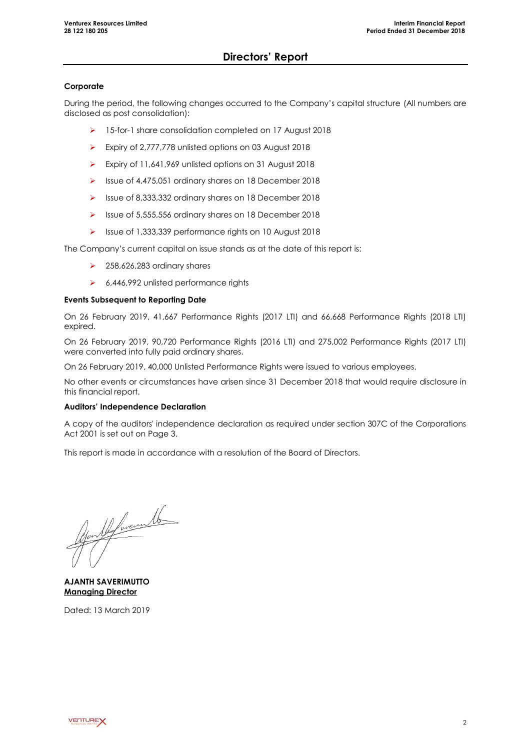# Directors' Report

**Corporate**

During the period, the following changes occurred to the Company's capital structure (All numbers are disclosed as post consolidation):

- 15-for-1 share consolidation completed on 17 August 2018
- Expiry of 2,777,778 unlisted options on 03 August 2018
- Expiry of 11,641,969 unlisted options on 31 August 2018
- Issue of 4,475,051 ordinary shares on 18 December 2018
- Issue of 8,333,332 ordinary shares on 18 December 2018
- Issue of 5,555,556 ordinary shares on 18 December 2018
- Issue of 1,333,339 performance rights on 10 August 2018

The Company's current capital on issue stands as at the date of this report is:

- 258,626,283 ordinary shares
- 6,446,992 unlisted performance rights

**Events Subsequent to Reporting Date**

On 26 February 2019, 41,667 Performance Rights (2017 LTI) and 66,668 Performance Rights (2018 LTI) expired.

On 26 February 2019, 90,720 Performance Rights (2016 LTI) and 275,002 Performance Rights (2017 LTI) were converted into fully paid ordinary shares.

On 26 February 2019, 40,000 Unlisted Performance Rights were issued to various employees.

No other events or circumstances have arisen since 31 December 2018 that would require disclosure in this financial report.

**Auditors' Independence Declaration**

A copy of the auditors' independence declaration as required under section 307C of the Corporations Act 2001 is set out on Page 3.

This report is made in accordance with a resolution of the Board of Directors.

**AJANTH SAVERIMUTTO**
**Managing Director**

Dated: 13 March 2019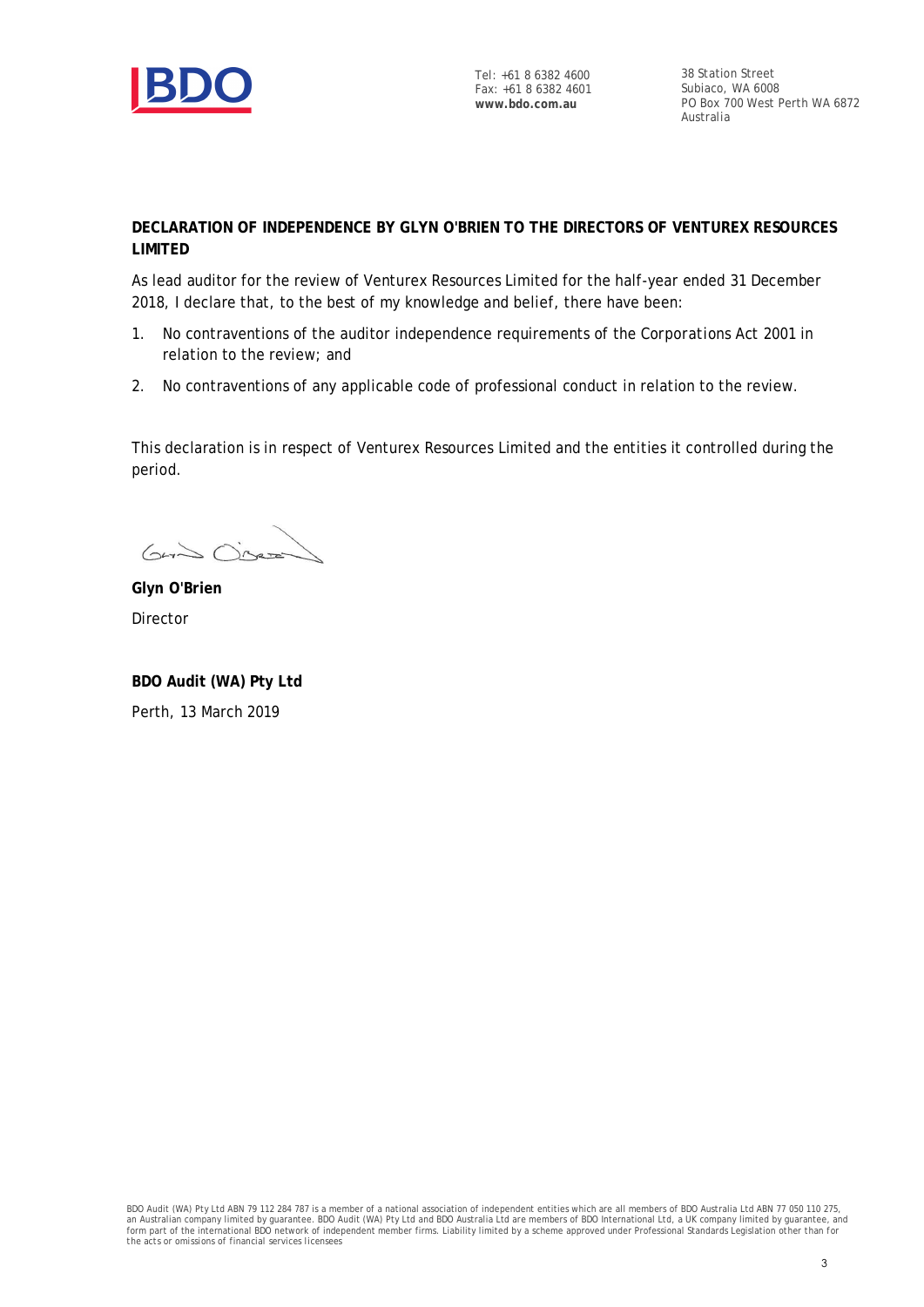Tel: +61 8 6382 4600
Fax: +61 8 6382 4601
**www.bdo.com.au**

38 Station Street
Subiaco, WA 6008
PO Box 700 West Perth WA 6872
Australia

**DECLARATION OF INDEPENDENCE BY GLYN O'BRIEN TO THE DIRECTORS OF VENTUREX RESOURCES LIMITED**

As lead auditor for the review of Venturex Resources Limited for the half-year ended 31 December 2018, I declare that, to the best of my knowledge and belief, there have been:

1. No contraventions of the auditor independence requirements of the *Corporations Act 2001* in relation to the review; and
2. No contraventions of any applicable code of professional conduct in relation to the review.

This declaration is in respect of Venturex Resources Limited and the entities it controlled during the period.

**Glyn O'Brien**
Director

**BDO Audit (WA) Pty Ltd**
Perth, 13 March 2019

BDO Audit (WA) Pty Ltd ABN 79 112 284 787 is a member of a national association of independent entities which are all members of BDO Australia Ltd ABN 77 050 110 275, an Australian company limited by guarantee. BDO Audit (WA) Pty Ltd and BDO Australia Ltd are members of BDO International Ltd, a UK company limited by guarantee, and form part of the international BDO network of independent member firms. Liability limited by a scheme approved under Professional Standards Legislation other than for the acts or omissions of financial services licensees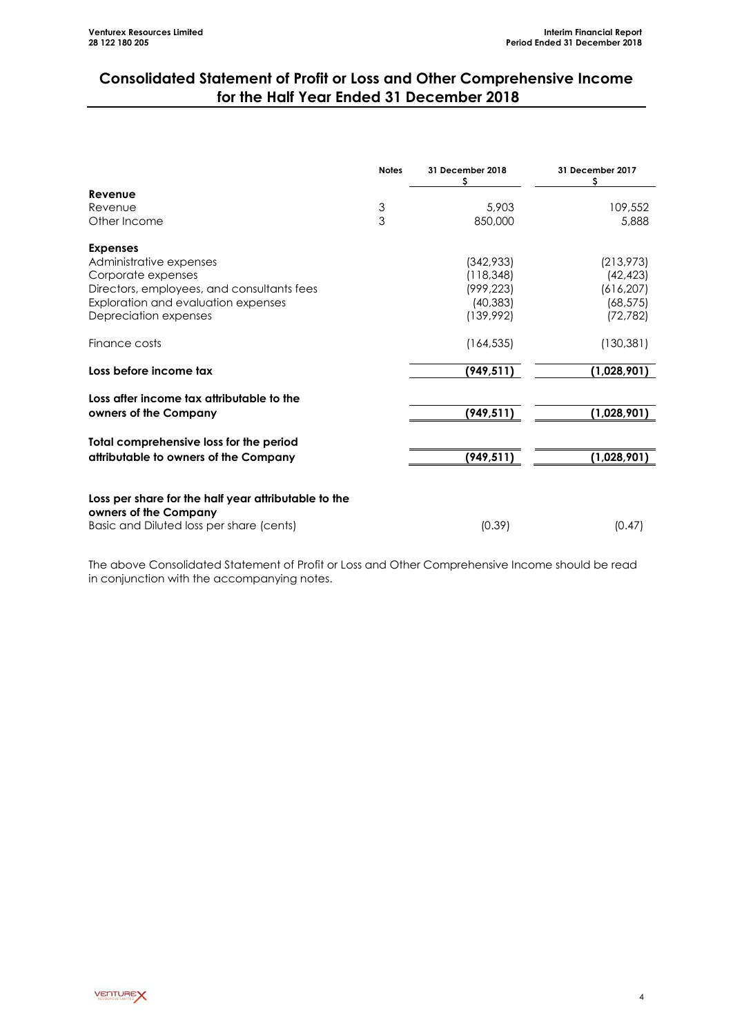# Consolidated Statement of Profit or Loss and Other Comprehensive Income for the Half Year Ended 31 December 2018

| | Notes | 31 December 2018 $ | 31 December 2017 $ |
|---|---|---|---|
| **Revenue** | | | |
| Revenue | 3 | 5,903 | 109,552 |
| Other Income | 3 | 850,000 | 5,888 |
| **Expenses** | | | |
| Administrative expenses | | (342,933) | (213,973) |
| Corporate expenses | | (118,348) | (42,423) |
| Directors, employees, and consultants fees | | (999,223) | (616,207) |
| Exploration and evaluation expenses | | (40,383) | (68,575) |
| Depreciation expenses | | (139,992) | (72,782) |
| Finance costs | | (164,535) | (130,381) |
| **Loss before income tax** | | **(949,511)** | **(1,028,901)** |
| **Loss after income tax attributable to the owners of the Company** | | **(949,511)** | **(1,028,901)** |
| **Total comprehensive loss for the period attributable to owners of the Company** | | **(949,511)** | **(1,028,901)** |
| **Loss per share for the half year attributable to the owners of the Company** | | | |
| Basic and Diluted loss per share (cents) | | (0.39) | (0.47) |

The above Consolidated Statement of Profit or Loss and Other Comprehensive Income should be read in conjunction with the accompanying notes.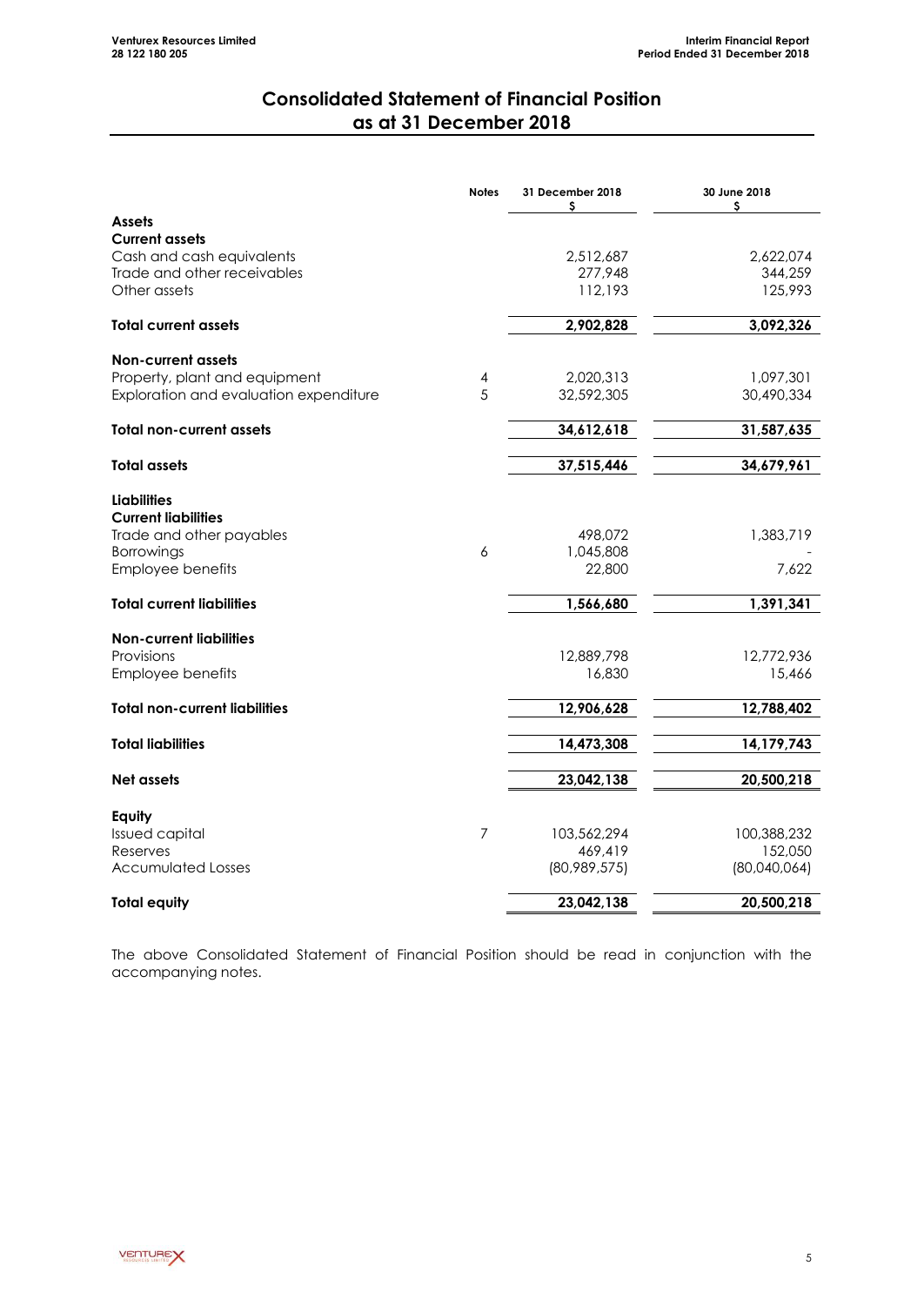# Consolidated Statement of Financial Position as at 31 December 2018

| | Notes | 31 December 2018 $ | 30 June 2018 $ |
|---|---|---|---|
| **Assets** | | | |
| **Current assets** | | | |
| Cash and cash equivalents | | 2,512,687 | 2,622,074 |
| Trade and other receivables | | 277,948 | 344,259 |
| Other assets | | 112,193 | 125,993 |
| **Total current assets** | | **2,902,828** | **3,092,326** |
| **Non-current assets** | | | |
| Property, plant and equipment | 4 | 2,020,313 | 1,097,301 |
| Exploration and evaluation expenditure | 5 | 32,592,305 | 30,490,334 |
| **Total non-current assets** | | **34,612,618** | **31,587,635** |
| **Total assets** | | **37,515,446** | **34,679,961** |
| **Liabilities** | | | |
| **Current liabilities** | | | |
| Trade and other payables | | 498,072 | 1,383,719 |
| Borrowings | 6 | 1,045,808 | - |
| Employee benefits | | 22,800 | 7,622 |
| **Total current liabilities** | | **1,566,680** | **1,391,341** |
| **Non-current liabilities** | | | |
| Provisions | | 12,889,798 | 12,772,936 |
| Employee benefits | | 16,830 | 15,466 |
| **Total non-current liabilities** | | **12,906,628** | **12,788,402** |
| **Total liabilities** | | **14,473,308** | **14,179,743** |
| **Net assets** | | **23,042,138** | **20,500,218** |
| **Equity** | | | |
| Issued capital | 7 | 103,562,294 | 100,388,232 |
| Reserves | | 469,419 | 152,050 |
| Accumulated Losses | | (80,989,575) | (80,040,064) |
| **Total equity** | | **23,042,138** | **20,500,218** |

The above Consolidated Statement of Financial Position should be read in conjunction with the accompanying notes.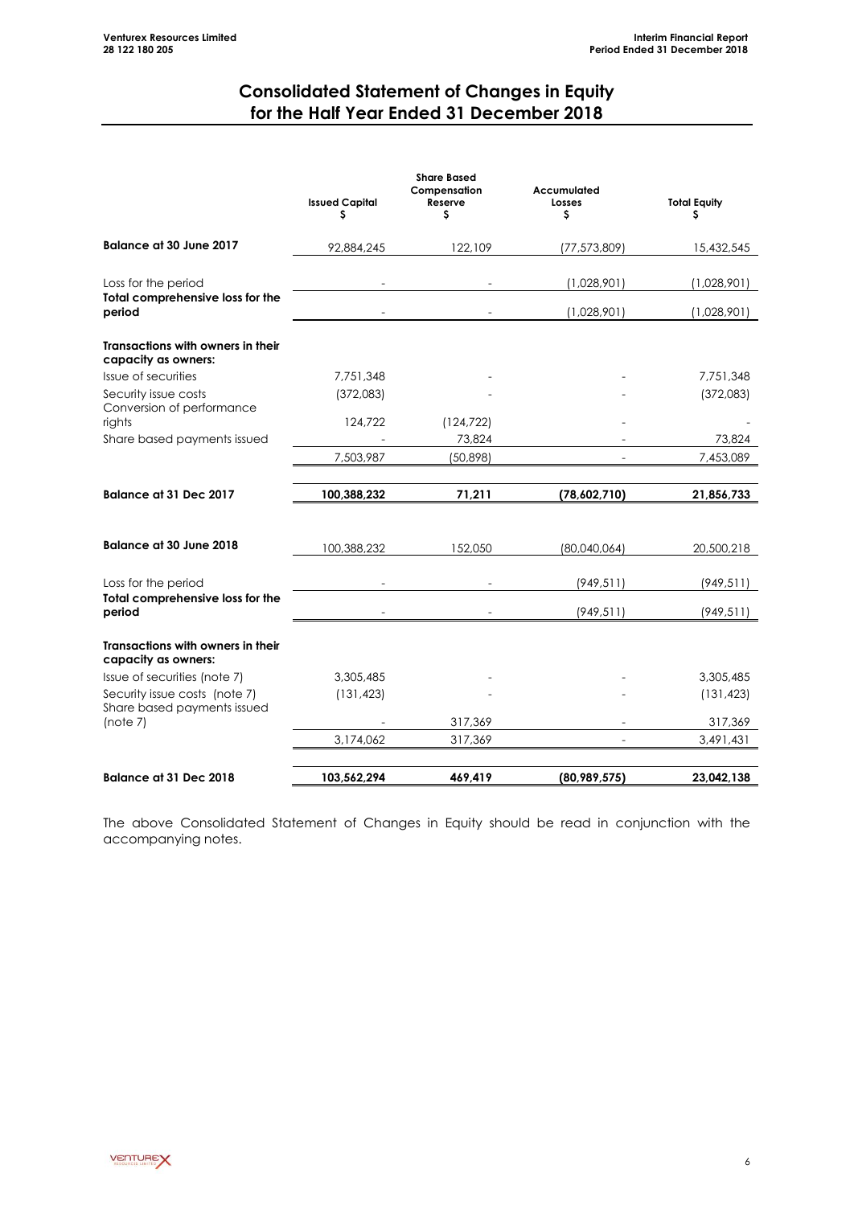# Consolidated Statement of Changes in Equity for the Half Year Ended 31 December 2018

| | Issued Capital $ | Share Based Compensation Reserve $ | Accumulated Losses $ | Total Equity $ |
|---|---|---|---|---|
| **Balance at 30 June 2017** | 92,884,245 | 122,109 | (77,573,809) | 15,432,545 |
| Loss for the period | - | - | (1,028,901) | (1,028,901) |
| **Total comprehensive loss for the period** | - | - | (1,028,901) | (1,028,901) |
| **Transactions with owners in their capacity as owners:** | | | | |
| Issue of securities | 7,751,348 | - | - | 7,751,348 |
| Security issue costs | (372,083) | - | - | (372,083) |
| Conversion of performance rights | 124,722 | (124,722) | - | - |
| Share based payments issued | - | 73,824 | - | 73,824 |
| | 7,503,987 | (50,898) | - | 7,453,089 |
| **Balance at 31 Dec 2017** | **100,388,232** | **71,211** | **(78,602,710)** | **21,856,733** |
| **Balance at 30 June 2018** | 100,388,232 | 152,050 | (80,040,064) | 20,500,218 |
| Loss for the period | - | - | (949,511) | (949,511) |
| **Total comprehensive loss for the period** | - | - | (949,511) | (949,511) |
| **Transactions with owners in their capacity as owners:** | | | | |
| Issue of securities (note 7) | 3,305,485 | - | - | 3,305,485 |
| Security issue costs (note 7) | (131,423) | - | - | (131,423) |
| Share based payments issued (note 7) | - | 317,369 | - | 317,369 |
| | 3,174,062 | 317,369 | - | 3,491,431 |
| **Balance at 31 Dec 2018** | **103,562,294** | **469,419** | **(80,989,575)** | **23,042,138** |

The above Consolidated Statement of Changes in Equity should be read in conjunction with the accompanying notes.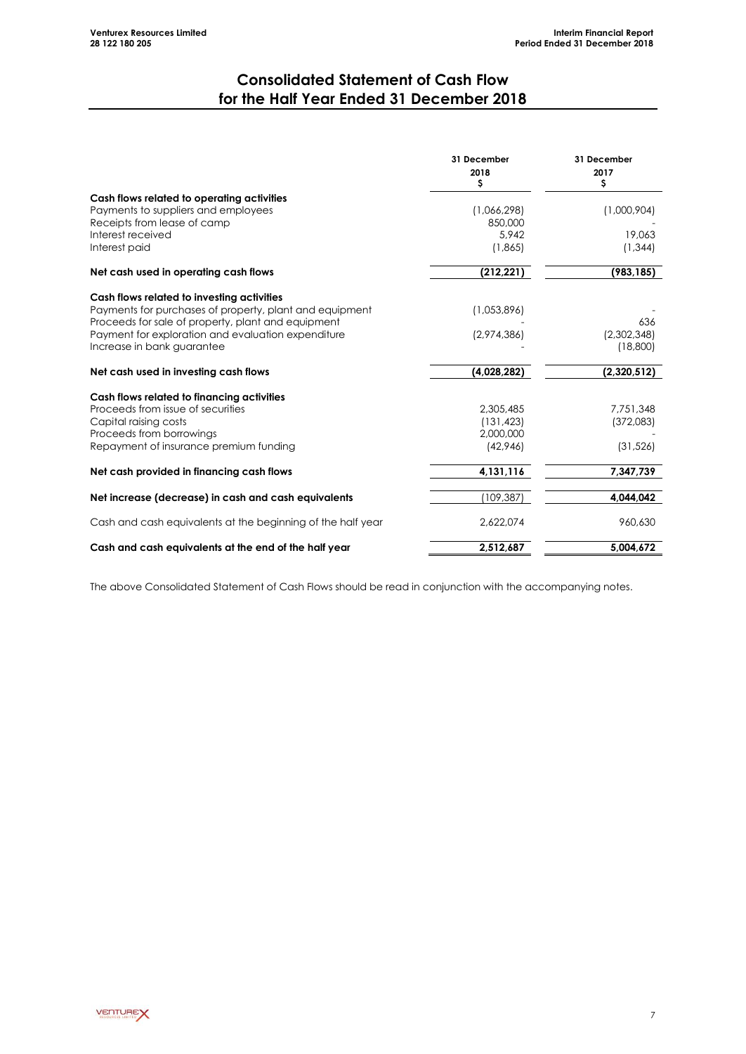# Consolidated Statement of Cash Flow for the Half Year Ended 31 December 2018

| | 31 December 2018 $ | 31 December 2017 $ |
|---|---|---|
| **Cash flows related to operating activities** | | |
| Payments to suppliers and employees | (1,066,298) | (1,000,904) |
| Receipts from lease of camp | 850,000 | - |
| Interest received | 5,942 | 19,063 |
| Interest paid | (1,865) | (1,344) |
| **Net cash used in operating cash flows** | **(212,221)** | **(983,185)** |
| **Cash flows related to investing activities** | | |
| Payments for purchases of property, plant and equipment | (1,053,896) | - |
| Proceeds for sale of property, plant and equipment | - | 636 |
| Payment for exploration and evaluation expenditure | (2,974,386) | (2,302,348) |
| Increase in bank guarantee | - | (18,800) |
| **Net cash used in investing cash flows** | **(4,028,282)** | **(2,320,512)** |
| **Cash flows related to financing activities** | | |
| Proceeds from issue of securities | 2,305,485 | 7,751,348 |
| Capital raising costs | (131,423) | (372,083) |
| Proceeds from borrowings | 2,000,000 | - |
| Repayment of insurance premium funding | (42,946) | (31,526) |
| **Net cash provided in financing cash flows** | **4,131,116** | **7,347,739** |
| **Net increase (decrease) in cash and cash equivalents** | (109,387) | **4,044,042** |
| Cash and cash equivalents at the beginning of the half year | 2,622,074 | 960,630 |
| **Cash and cash equivalents at the end of the half year** | **2,512,687** | **5,004,672** |

The above Consolidated Statement of Cash Flows should be read in conjunction with the accompanying notes.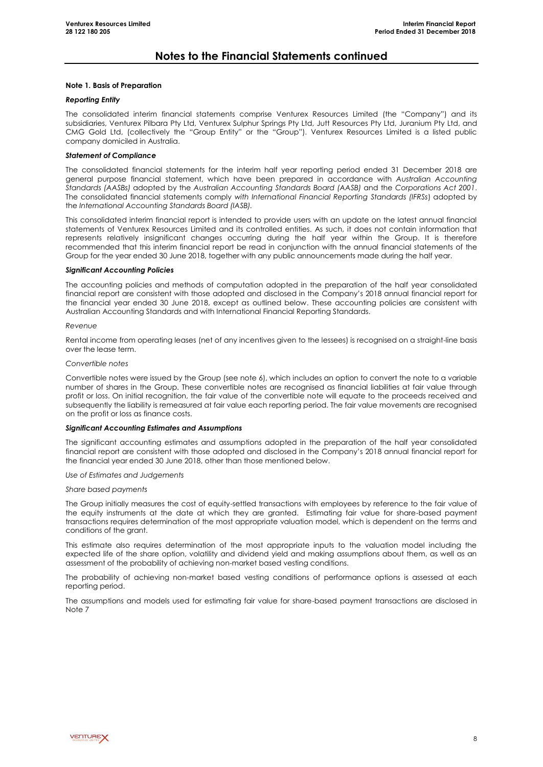# Notes to the Financial Statements continued

### Note 1. Basis of Preparation

***Reporting Entity***

The consolidated interim financial statements comprise Venturex Resources Limited (the "Company") and its subsidiaries, Venturex Pilbara Pty Ltd, Venturex Sulphur Springs Pty Ltd, Jutt Resources Pty Ltd, Juranium Pty Ltd, and CMG Gold Ltd, (collectively the "Group Entity" or the "Group"). Venturex Resources Limited is a listed public company domiciled in Australia.

***Statement of Compliance***

The consolidated financial statements for the interim half year reporting period ended 31 December 2018 are general purpose financial statement, which have been prepared in accordance with *Australian Accounting Standards (AASBs)* adopted by the *Australian Accounting Standards Board (AASB)* and the *Corporations Act 2001*. The consolidated financial statements comply *with International Financial Reporting Standards (IFRSs*) adopted by the *International Accounting Standards Board (IASB).*

This consolidated interim financial report is intended to provide users with an update on the latest annual financial statements of Venturex Resources Limited and its controlled entities. As such, it does not contain information that represents relatively insignificant changes occurring during the half year within the Group. It is therefore recommended that this interim financial report be read in conjunction with the annual financial statements of the Group for the year ended 30 June 2018, together with any public announcements made during the half year.

***Significant Accounting Policies***

The accounting policies and methods of computation adopted in the preparation of the half year consolidated financial report are consistent with those adopted and disclosed in the Company's 2018 annual financial report for the financial year ended 30 June 2018, except as outlined below. These accounting policies are consistent with Australian Accounting Standards and with International Financial Reporting Standards.

*Revenue*

Rental income from operating leases (net of any incentives given to the lessees) is recognised on a straight-line basis over the lease term.

*Convertible notes*

Convertible notes were issued by the Group (see note 6), which includes an option to convert the note to a variable number of shares in the Group. These convertible notes are recognised as financial liabilities at fair value through profit or loss. On initial recognition, the fair value of the convertible note will equate to the proceeds received and subsequently the liability is remeasured at fair value each reporting period. The fair value movements are recognised on the profit or loss as finance costs.

***Significant Accounting Estimates and Assumptions***

The significant accounting estimates and assumptions adopted in the preparation of the half year consolidated financial report are consistent with those adopted and disclosed in the Company's 2018 annual financial report for the financial year ended 30 June 2018, other than those mentioned below.

*Use of Estimates and Judgements*

*Share based payments*

The Group initially measures the cost of equity-settled transactions with employees by reference to the fair value of the equity instruments at the date at which they are granted. Estimating fair value for share-based payment transactions requires determination of the most appropriate valuation model, which is dependent on the terms and conditions of the grant.

This estimate also requires determination of the most appropriate inputs to the valuation model including the expected life of the share option, volatility and dividend yield and making assumptions about them, as well as an assessment of the probability of achieving non-market based vesting conditions.

The probability of achieving non-market based vesting conditions of performance options is assessed at each reporting period.

The assumptions and models used for estimating fair value for share-based payment transactions are disclosed in Note 7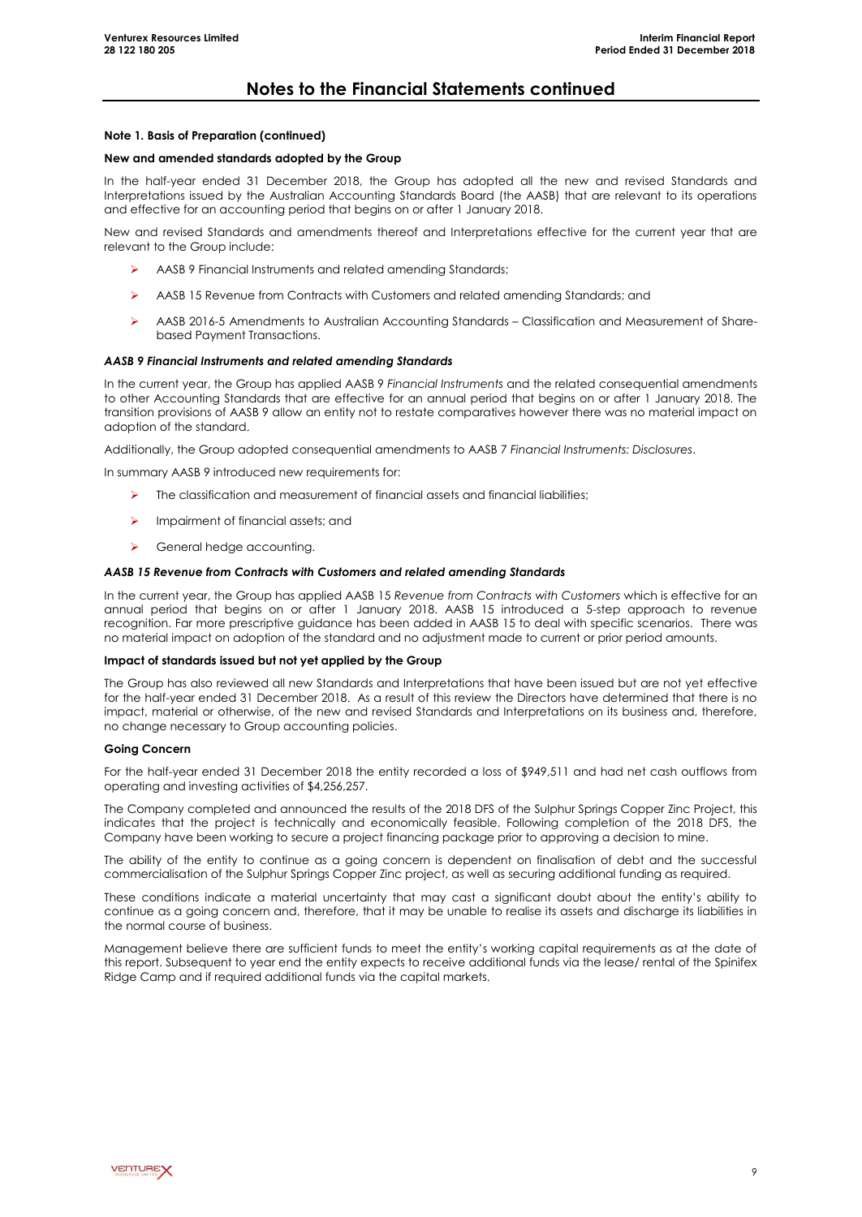# Notes to the Financial Statements continued

**Note 1. Basis of Preparation (continued)**

**New and amended standards adopted by the Group**

In the half-year ended 31 December 2018, the Group has adopted all the new and revised Standards and Interpretations issued by the Australian Accounting Standards Board (the AASB) that are relevant to its operations and effective for an accounting period that begins on or after 1 January 2018.

New and revised Standards and amendments thereof and Interpretations effective for the current year that are relevant to the Group include:

- AASB 9 Financial Instruments and related amending Standards;
- AASB 15 Revenue from Contracts with Customers and related amending Standards; and
- AASB 2016-5 Amendments to Australian Accounting Standards – Classification and Measurement of Share-based Payment Transactions.

***AASB 9 Financial Instruments and related amending Standards***

In the current year, the Group has applied AASB 9 *Financial Instruments* and the related consequential amendments to other Accounting Standards that are effective for an annual period that begins on or after 1 January 2018. The transition provisions of AASB 9 allow an entity not to restate comparatives however there was no material impact on adoption of the standard.

Additionally, the Group adopted consequential amendments to AASB 7 *Financial Instruments: Disclosures*.

In summary AASB 9 introduced new requirements for:

- The classification and measurement of financial assets and financial liabilities;
- Impairment of financial assets; and
- General hedge accounting.

***AASB 15 Revenue from Contracts with Customers and related amending Standards***

In the current year, the Group has applied AASB 15 *Revenue from Contracts with Customers* which is effective for an annual period that begins on or after 1 January 2018. AASB 15 introduced a 5-step approach to revenue recognition. Far more prescriptive guidance has been added in AASB 15 to deal with specific scenarios. There was no material impact on adoption of the standard and no adjustment made to current or prior period amounts.

**Impact of standards issued but not yet applied by the Group**

The Group has also reviewed all new Standards and Interpretations that have been issued but are not yet effective for the half-year ended 31 December 2018. As a result of this review the Directors have determined that there is no impact, material or otherwise, of the new and revised Standards and Interpretations on its business and, therefore, no change necessary to Group accounting policies.

**Going Concern**

For the half-year ended 31 December 2018 the entity recorded a loss of $949,511 and had net cash outflows from operating and investing activities of $4,256,257.

The Company completed and announced the results of the 2018 DFS of the Sulphur Springs Copper Zinc Project, this indicates that the project is technically and economically feasible. Following completion of the 2018 DFS, the Company have been working to secure a project financing package prior to approving a decision to mine.

The ability of the entity to continue as a going concern is dependent on finalisation of debt and the successful commercialisation of the Sulphur Springs Copper Zinc project, as well as securing additional funding as required.

These conditions indicate a material uncertainty that may cast a significant doubt about the entity's ability to continue as a going concern and, therefore, that it may be unable to realise its assets and discharge its liabilities in the normal course of business.

Management believe there are sufficient funds to meet the entity's working capital requirements as at the date of this report. Subsequent to year end the entity expects to receive additional funds via the lease/ rental of the Spinifex Ridge Camp and if required additional funds via the capital markets.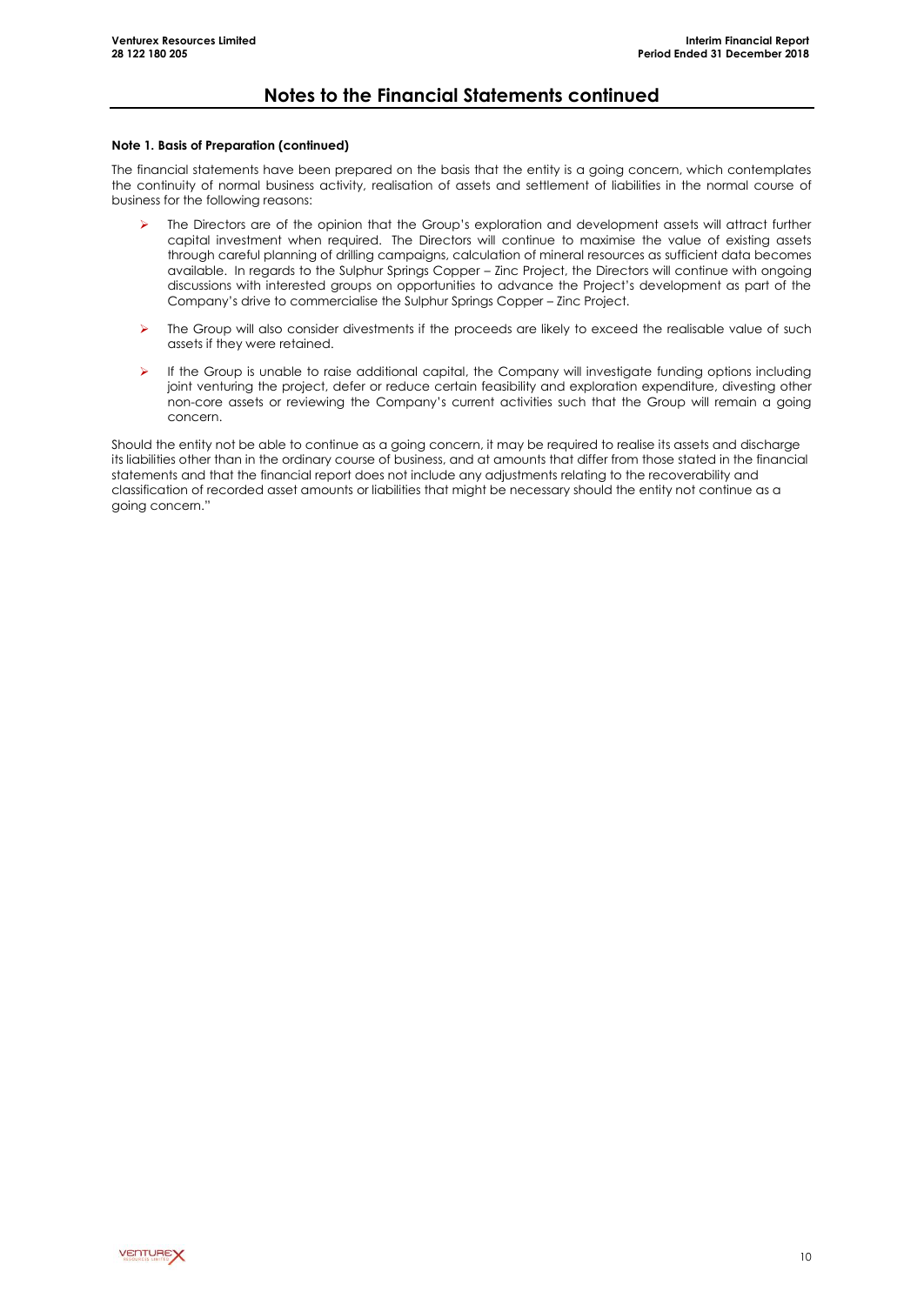# Notes to the Financial Statements continued

**Note 1. Basis of Preparation (continued)**

The financial statements have been prepared on the basis that the entity is a going concern, which contemplates the continuity of normal business activity, realisation of assets and settlement of liabilities in the normal course of business for the following reasons:

- The Directors are of the opinion that the Group's exploration and development assets will attract further capital investment when required. The Directors will continue to maximise the value of existing assets through careful planning of drilling campaigns, calculation of mineral resources as sufficient data becomes available. In regards to the Sulphur Springs Copper – Zinc Project, the Directors will continue with ongoing discussions with interested groups on opportunities to advance the Project's development as part of the Company's drive to commercialise the Sulphur Springs Copper – Zinc Project.
- The Group will also consider divestments if the proceeds are likely to exceed the realisable value of such assets if they were retained.
- If the Group is unable to raise additional capital, the Company will investigate funding options including joint venturing the project, defer or reduce certain feasibility and exploration expenditure, divesting other non-core assets or reviewing the Company's current activities such that the Group will remain a going concern.

Should the entity not be able to continue as a going concern, it may be required to realise its assets and discharge its liabilities other than in the ordinary course of business, and at amounts that differ from those stated in the financial statements and that the financial report does not include any adjustments relating to the recoverability and classification of recorded asset amounts or liabilities that might be necessary should the entity not continue as a going concern."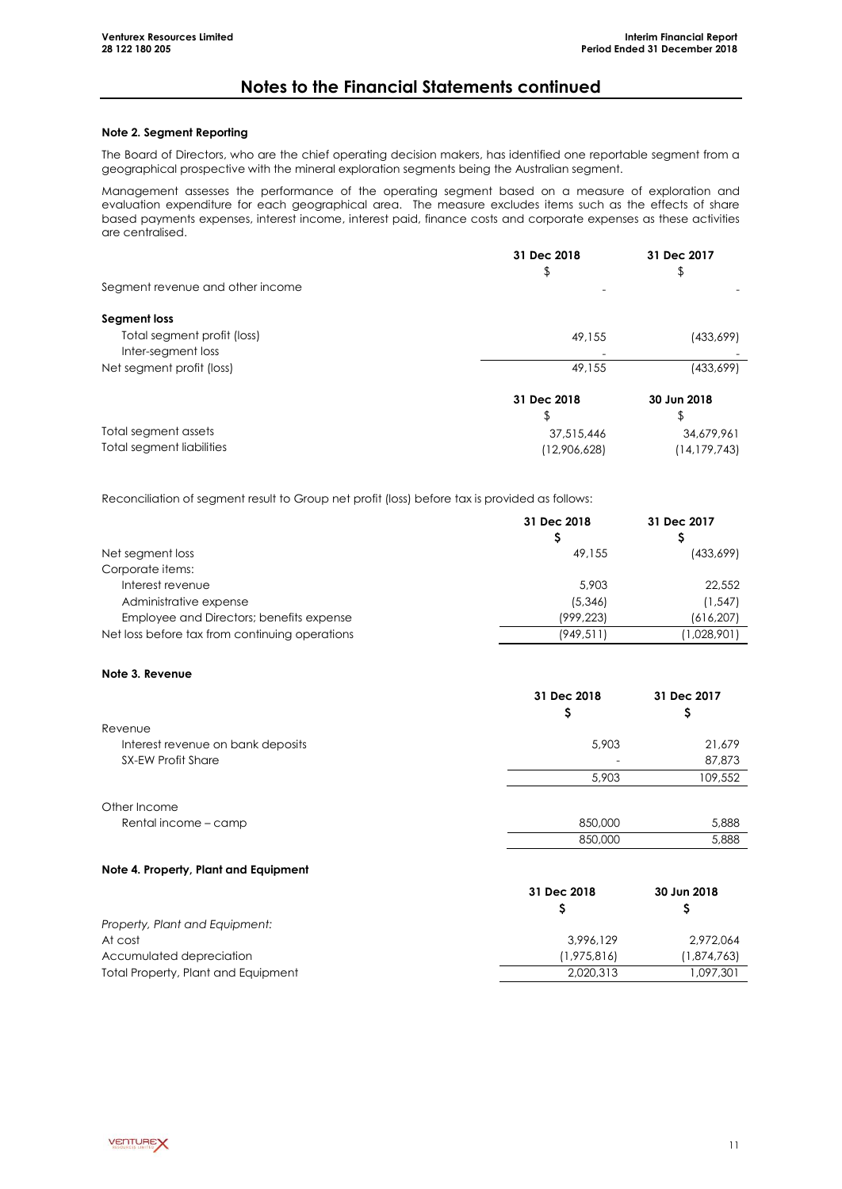# Notes to the Financial Statements continued

### Note 2. Segment Reporting

The Board of Directors, who are the chief operating decision makers, has identified one reportable segment from a geographical prospective with the mineral exploration segments being the Australian segment.

Management assesses the performance of the operating segment based on a measure of exploration and evaluation expenditure for each geographical area. The measure excludes items such as the effects of share based payments expenses, interest income, interest paid, finance costs and corporate expenses as these activities are centralised.

| | 31 Dec 2018 | 31 Dec 2017 |
|---|---|---|
| | $ | $ |
| Segment revenue and other income | - | - |
| **Segment loss** | | |
| Total segment profit (loss) | 49,155 | (433,699) |
| Inter-segment loss | - | - |
| Net segment profit (loss) | 49,155 | (433,699) |

| | 31 Dec 2018 | 30 Jun 2018 |
|---|---|---|
| | $ | $ |
| Total segment assets | 37,515,446 | 34,679,961 |
| Total segment liabilities | (12,906,628) | (14,179,743) |

Reconciliation of segment result to Group net profit (loss) before tax is provided as follows:

| | 31 Dec 2018 | 31 Dec 2017 |
|---|---|---|
| | $ | $ |
| Net segment loss | 49,155 | (433,699) |
| Corporate items: | | |
| Interest revenue | 5,903 | 22,552 |
| Administrative expense | (5,346) | (1,547) |
| Employee and Directors; benefits expense | (999,223) | (616,207) |
| Net loss before tax from continuing operations | (949,511) | (1,028,901) |

### Note 3. Revenue

| | 31 Dec 2018 | 31 Dec 2017 |
|---|---|---|
| | $ | $ |
| Revenue | | |
| Interest revenue on bank deposits | 5,903 | 21,679 |
| SX-EW Profit Share | - | 87,873 |
| | 5,903 | 109,552 |
| Other Income | | |
| Rental income – camp | 850,000 | 5,888 |
| | 850,000 | 5,888 |

### Note 4. Property, Plant and Equipment

| | 31 Dec 2018 | 30 Jun 2018 |
|---|---|---|
| | $ | $ |
| *Property, Plant and Equipment:* | | |
| At cost | 3,996,129 | 2,972,064 |
| Accumulated depreciation | (1,975,816) | (1,874,763) |
| Total Property, Plant and Equipment | 2,020,313 | 1,097,301 |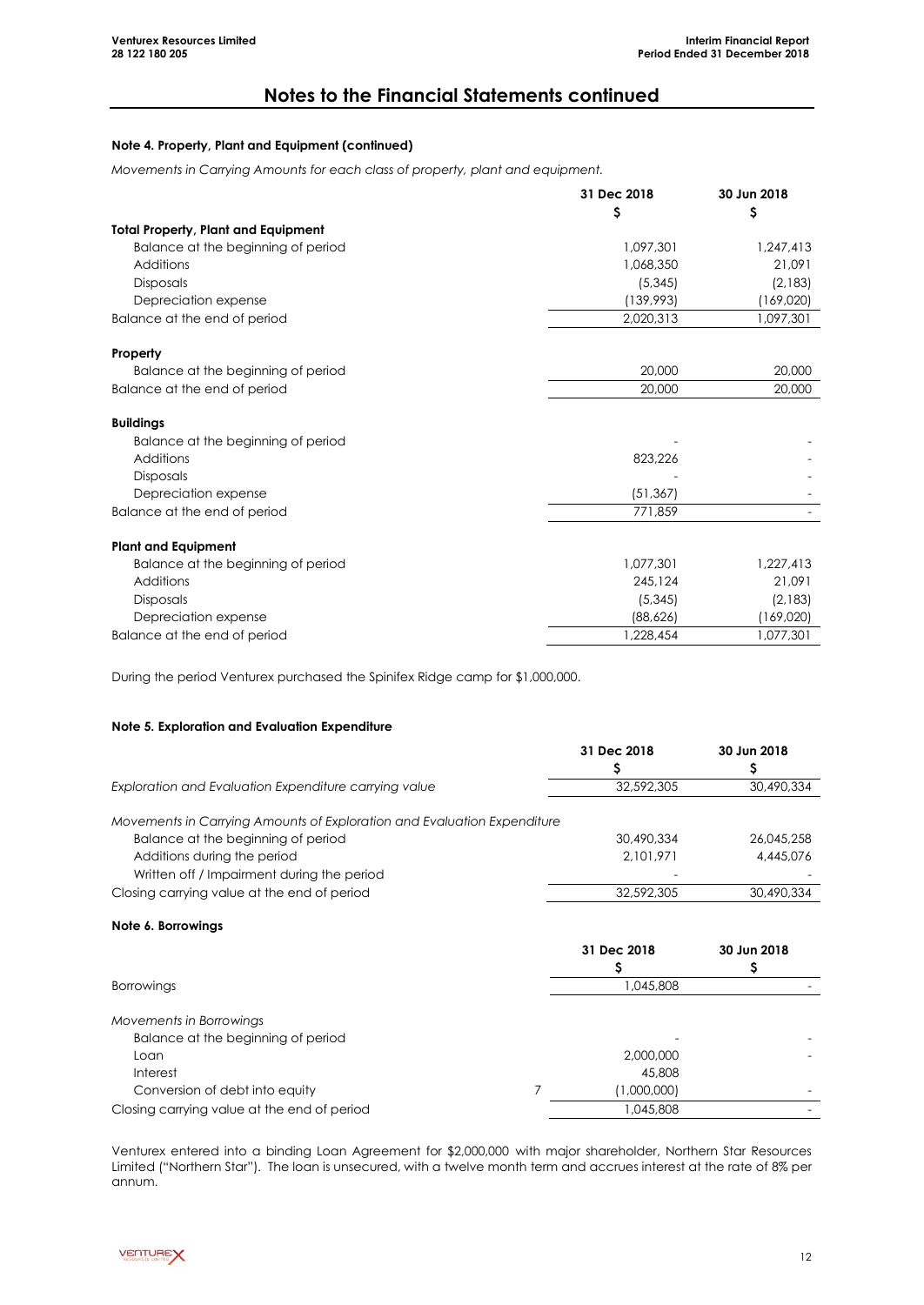# Notes to the Financial Statements continued

### Note 4. Property, Plant and Equipment (continued)

*Movements in Carrying Amounts for each class of property, plant and equipment.*

| | 31 Dec 2018 | 30 Jun 2018 |
|---|---|---|
| | $ | $ |
| **Total Property, Plant and Equipment** | | |
| Balance at the beginning of period | 1,097,301 | 1,247,413 |
| Additions | 1,068,350 | 21,091 |
| Disposals | (5,345) | (2,183) |
| Depreciation expense | (139,993) | (169,020) |
| Balance at the end of period | 2,020,313 | 1,097,301 |
| | | |
| **Property** | | |
| Balance at the beginning of period | 20,000 | 20,000 |
| Balance at the end of period | 20,000 | 20,000 |
| | | |
| **Buildings** | | |
| Balance at the beginning of period | - | - |
| Additions | 823,226 | - |
| Disposals | - | - |
| Depreciation expense | (51,367) | - |
| Balance at the end of period | 771,859 | - |
| | | |
| **Plant and Equipment** | | |
| Balance at the beginning of period | 1,077,301 | 1,227,413 |
| Additions | 245,124 | 21,091 |
| Disposals | (5,345) | (2,183) |
| Depreciation expense | (88,626) | (169,020) |
| Balance at the end of period | 1,228,454 | 1,077,301 |

During the period Venturex purchased the Spinifex Ridge camp for $1,000,000.

### Note 5. Exploration and Evaluation Expenditure

| | 31 Dec 2018 | 30 Jun 2018 |
|---|---|---|
| | $ | $ |
| *Exploration and Evaluation Expenditure carrying value* | 32,592,305 | 30,490,334 |
| | | |
| *Movements in Carrying Amounts of Exploration and Evaluation Expenditure* | | |
| Balance at the beginning of period | 30,490,334 | 26,045,258 |
| Additions during the period | 2,101,971 | 4,445,076 |
| Written off / Impairment during the period | - | - |
| Closing carrying value at the end of period | 32,592,305 | 30,490,334 |

### Note 6. Borrowings

| | | 31 Dec 2018 | 30 Jun 2018 |
|---|---|---|---|
| | | $ | $ |
| Borrowings | | 1,045,808 | - |
| | | | |
| *Movements in Borrowings* | | | |
| Balance at the beginning of period | | - | - |
| Loan | | 2,000,000 | - |
| Interest | | 45,808 | |
| Conversion of debt into equity | 7 | (1,000,000) | - |
| Closing carrying value at the end of period | | 1,045,808 | - |

Venturex entered into a binding Loan Agreement for $2,000,000 with major shareholder, Northern Star Resources Limited ("Northern Star"). The loan is unsecured, with a twelve month term and accrues interest at the rate of 8% per annum.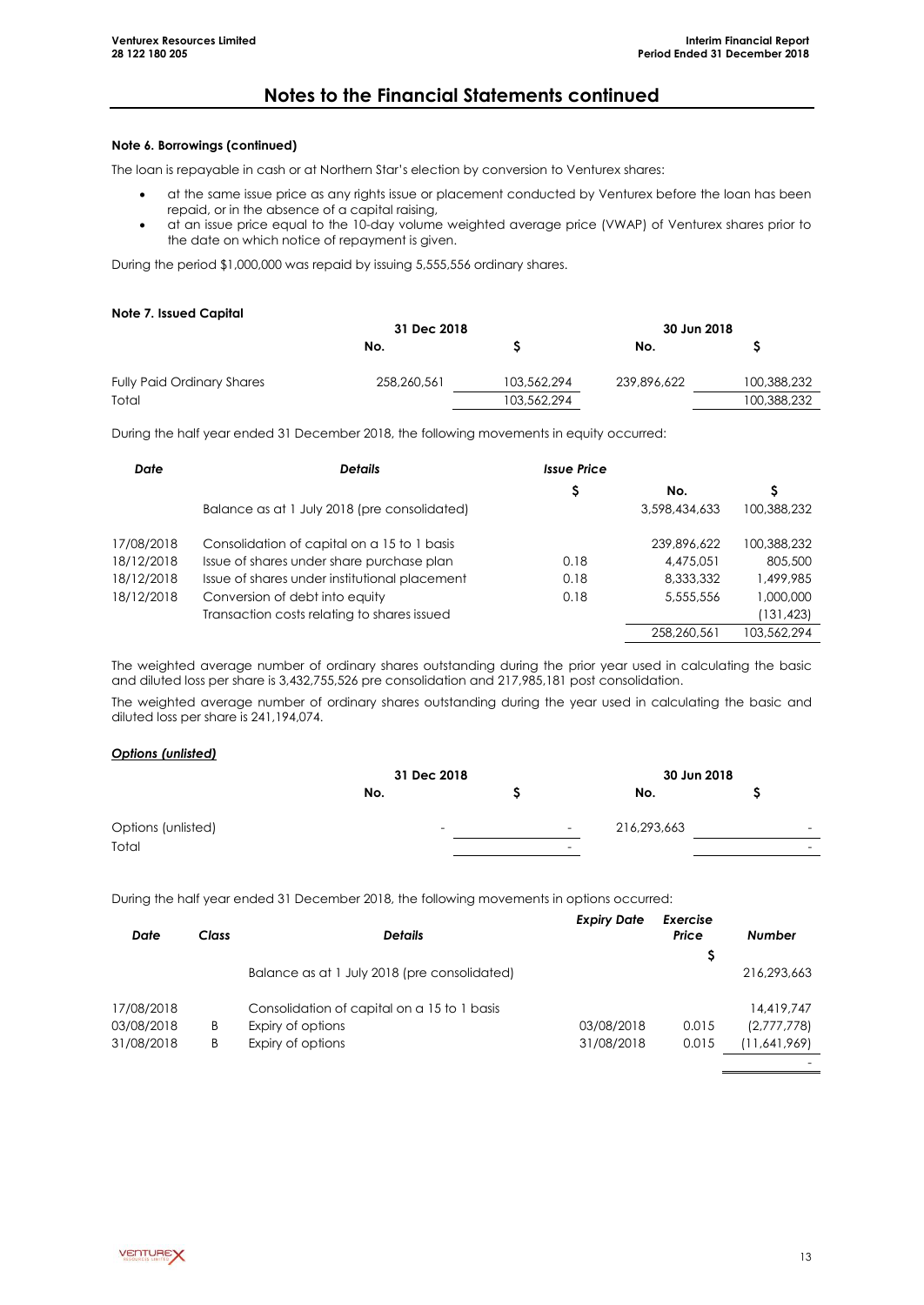# Notes to the Financial Statements continued

**Note 6. Borrowings (continued)**

The loan is repayable in cash or at Northern Star's election by conversion to Venturex shares:

- at the same issue price as any rights issue or placement conducted by Venturex before the loan has been repaid, or in the absence of a capital raising,
- at an issue price equal to the 10-day volume weighted average price (VWAP) of Venturex shares prior to the date on which notice of repayment is given.

During the period $1,000,000 was repaid by issuing 5,555,556 ordinary shares.

**Note 7. Issued Capital**

| | 31 Dec 2018 | | 30 Jun 2018 | |
|---|---|---|---|---|
| | No. | $ | No. | $ |
| Fully Paid Ordinary Shares | 258,260,561 | 103,562,294 | 239,896,622 | 100,388,232 |
| Total | | 103,562,294 | | 100,388,232 |

During the half year ended 31 December 2018, the following movements in equity occurred:

| *Date* | *Details* | *Issue Price* | | |
|---|---|---|---|---|
| | | $ | No. | $ |
| | Balance as at 1 July 2018 (pre consolidated) | | 3,598,434,633 | 100,388,232 |
| 17/08/2018 | Consolidation of capital on a 15 to 1 basis | | 239,896,622 | 100,388,232 |
| 18/12/2018 | Issue of shares under share purchase plan | 0.18 | 4,475,051 | 805,500 |
| 18/12/2018 | Issue of shares under institutional placement | 0.18 | 8,333,332 | 1,499,985 |
| 18/12/2018 | Conversion of debt into equity | 0.18 | 5,555,556 | 1,000,000 |
| | Transaction costs relating to shares issued | | | (131,423) |
| | | | 258,260,561 | 103,562,294 |

The weighted average number of ordinary shares outstanding during the prior year used in calculating the basic and diluted loss per share is 3,432,755,526 pre consolidation and 217,985,181 post consolidation.

The weighted average number of ordinary shares outstanding during the year used in calculating the basic and diluted loss per share is 241,194,074.

***Options (unlisted)***

| | 31 Dec 2018 | | 30 Jun 2018 | |
|---|---|---|---|---|
| | No. | $ | No. | $ |
| Options (unlisted) | - | - | 216,293,663 | - |
| Total | | - | | - |

During the half year ended 31 December 2018, the following movements in options occurred:

| *Date* | *Class* | *Details* | *Expiry Date* | *Exercise Price* | *Number* |
|---|---|---|---|---|---|
| | | | | $ | |
| | | Balance as at 1 July 2018 (pre consolidated) | | | 216,293,663 |
| 17/08/2018 | | Consolidation of capital on a 15 to 1 basis | | | 14,419,747 |
| 03/08/2018 | B | Expiry of options | 03/08/2018 | 0.015 | (2,777,778) |
| 31/08/2018 | B | Expiry of options | 31/08/2018 | 0.015 | (11,641,969) |
| | | | | | - |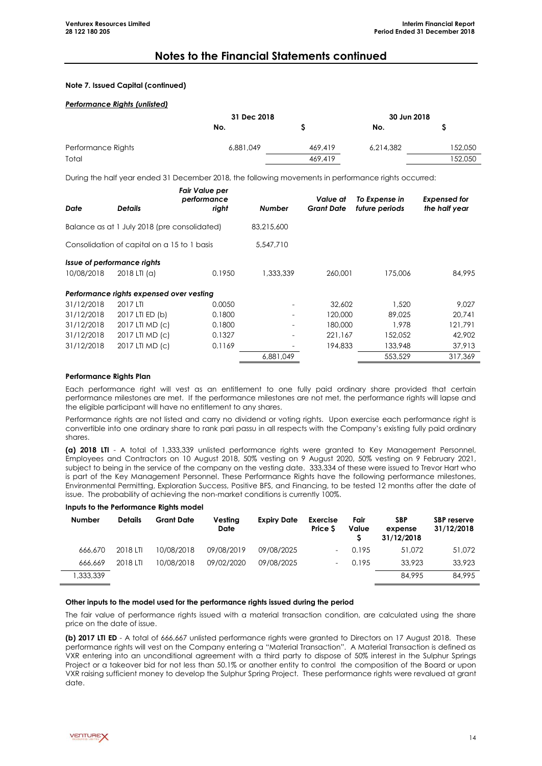## Notes to the Financial Statements continued

### Note 7. Issued Capital (continued)

***Performance Rights (unlisted)***

| | 31 Dec 2018 | | 30 Jun 2018 | |
|---|---|---|---|---|
| | No. | $ | No. | $ |
| Performance Rights | 6,881,049 | 469,419 | 6,214,382 | 152,050 |
| Total | | 469,419 | | 152,050 |

During the half year ended 31 December 2018, the following movements in performance rights occurred:

| Date | Details | Fair Value per performance right | Number | Value at Grant Date | To Expense in future periods | Expensed for the half year |
|---|---|---|---|---|---|---|
| Balance as at 1 July 2018 (pre consolidated) | | | 83,215,600 | | | |
| Consolidation of capital on a 15 to 1 basis | | | 5,547,710 | | | |
| ***Issue of performance rights*** | | | | | | |
| 10/08/2018 | 2018 LTI (a) | 0.1950 | 1,333,339 | 260,001 | 175,006 | 84,995 |
| ***Performance rights expensed over vesting*** | | | | | | |
| 31/12/2018 | 2017 LTI | 0.0050 | - | 32,602 | 1,520 | 9,027 |
| 31/12/2018 | 2017 LTI ED (b) | 0.1800 | - | 120,000 | 89,025 | 20,741 |
| 31/12/2018 | 2017 LTI MD (c) | 0.1800 | - | 180,000 | 1,978 | 121,791 |
| 31/12/2018 | 2017 LTI MD (c) | 0.1327 | - | 221,167 | 152,052 | 42,902 |
| 31/12/2018 | 2017 LTI MD (c) | 0.1169 | - | 194,833 | 133,948 | 37,913 |
| | | | 6,881,049 | | 553,529 | 317,369 |

**Performance Rights Plan**

Each performance right will vest as an entitlement to one fully paid ordinary share provided that certain performance milestones are met. If the performance milestones are not met, the performance rights will lapse and the eligible participant will have no entitlement to any shares.

Performance rights are not listed and carry no dividend or voting rights. Upon exercise each performance right is convertible into one ordinary share to rank pari passu in all respects with the Company's existing fully paid ordinary shares.

**(a) 2018 LTI** - A total of 1,333,339 unlisted performance rights were granted to Key Management Personnel, Employees and Contractors on 10 August 2018, 50% vesting on 9 August 2020, 50% vesting on 9 February 2021, subject to being in the service of the company on the vesting date. 333,334 of these were issued to Trevor Hart who is part of the Key Management Personnel. These Performance Rights have the following performance milestones, Environmental Permitting, Exploration Success, Positive BFS, and Financing, to be tested 12 months after the date of issue. The probability of achieving the non-market conditions is currently 100%.

**Inputs to the Performance Rights model**

| Number | Details | Grant Date | Vesting Date | Expiry Date | Exercise Price $ | Fair Value $ | SBP expense 31/12/2018 | SBP reserve 31/12/2018 |
|---|---|---|---|---|---|---|---|---|
| 666,670 | 2018 LTI | 10/08/2018 | 09/08/2019 | 09/08/2025 | - | 0.195 | 51,072 | 51,072 |
| 666,669 | 2018 LTI | 10/08/2018 | 09/02/2020 | 09/08/2025 | - | 0.195 | 33,923 | 33,923 |
| 1,333,339 | | | | | | | 84,995 | 84,995 |

**Other inputs to the model used for the performance rights issued during the period**

The fair value of performance rights issued with a material transaction condition, are calculated using the share price on the date of issue.

**(b) 2017 LTI ED** - A total of 666,667 unlisted performance rights were granted to Directors on 17 August 2018. These performance rights will vest on the Company entering a "Material Transaction". A Material Transaction is defined as VXR entering into an unconditional agreement with a third party to dispose of 50% interest in the Sulphur Springs Project or a takeover bid for not less than 50.1% or another entity to control the composition of the Board or upon VXR raising sufficient money to develop the Sulphur Spring Project. These performance rights were revalued at grant date.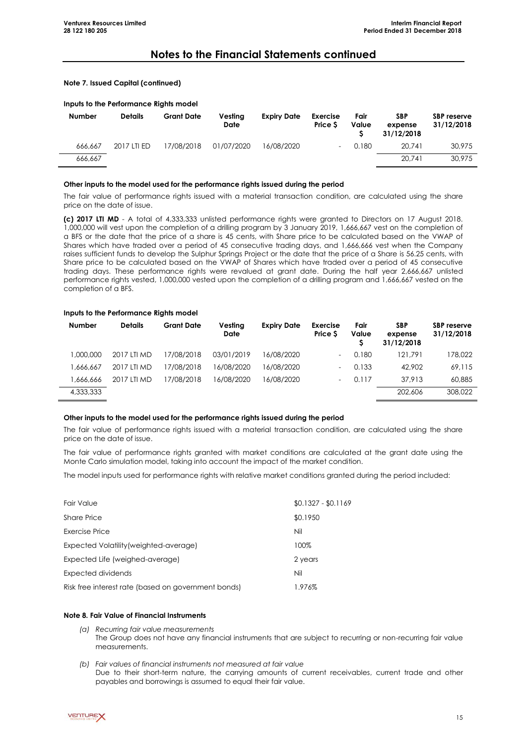## Notes to the Financial Statements continued

**Note 7. Issued Capital (continued)**

**Inputs to the Performance Rights model**

| Number | Details | Grant Date | Vesting Date | Expiry Date | Exercise Price $ | Fair Value $ | SBP expense 31/12/2018 | SBP reserve 31/12/2018 |
|---|---|---|---|---|---|---|---|---|
| 666,667 | 2017 LTI ED | 17/08/2018 | 01/07/2020 | 16/08/2020 | - | 0.180 | 20,741 | 30,975 |
| 666,667 | | | | | | | 20,741 | 30,975 |

**Other inputs to the model used for the performance rights issued during the period**

The fair value of performance rights issued with a material transaction condition, are calculated using the share price on the date of issue.

**(c) 2017 LTI MD** - A total of 4,333,333 unlisted performance rights were granted to Directors on 17 August 2018. 1,000,000 will vest upon the completion of a drilling program by 3 January 2019, 1,666,667 vest on the completion of a BFS or the date that the price of a share is 45 cents, with Share price to be calculated based on the VWAP of Shares which have traded over a period of 45 consecutive trading days, and 1,666,666 vest when the Company raises sufficient funds to develop the Sulphur Springs Project or the date that the price of a Share is 56.25 cents, with Share price to be calculated based on the VWAP of Shares which have traded over a period of 45 consecutive trading days. These performance rights were revalued at grant date. During the half year 2,666,667 unlisted performance rights vested, 1,000,000 vested upon the completion of a drilling program and 1,666,667 vested on the completion of a BFS.

**Inputs to the Performance Rights model**

| Number | Details | Grant Date | Vesting Date | Expiry Date | Exercise Price $ | Fair Value $ | SBP expense 31/12/2018 | SBP reserve 31/12/2018 |
|---|---|---|---|---|---|---|---|---|
| 1,000,000 | 2017 LTI MD | 17/08/2018 | 03/01/2019 | 16/08/2020 | - | 0.180 | 121,791 | 178,022 |
| 1,666,667 | 2017 LTI MD | 17/08/2018 | 16/08/2020 | 16/08/2020 | - | 0.133 | 42,902 | 69,115 |
| 1,666,666 | 2017 LTI MD | 17/08/2018 | 16/08/2020 | 16/08/2020 | - | 0.117 | 37,913 | 60,885 |
| 4,333,333 | | | | | | | 202,606 | 308,022 |

**Other inputs to the model used for the performance rights issued during the period**

The fair value of performance rights issued with a material transaction condition, are calculated using the share price on the date of issue.

The fair value of performance rights granted with market conditions are calculated at the grant date using the Monte Carlo simulation model, taking into account the impact of the market condition.

The model inputs used for performance rights with relative market conditions granted during the period included:

| | |
|---|---|
| Fair Value | $0.1327 - $0.1169 |
| Share Price | $0.1950 |
| Exercise Price | Nil |
| Expected Volatility(weighted-average) | 100% |
| Expected Life (weighed-average) | 2 years |
| Expected dividends | Nil |
| Risk free interest rate (based on government bonds) | 1.976% |

**Note 8. Fair Value of Financial Instruments**

*(a) Recurring fair value measurements*
The Group does not have any financial instruments that are subject to recurring or non-recurring fair value measurements.

*(b) Fair values of financial instruments not measured at fair value*
Due to their short-term nature, the carrying amounts of current receivables, current trade and other payables and borrowings is assumed to equal their fair value.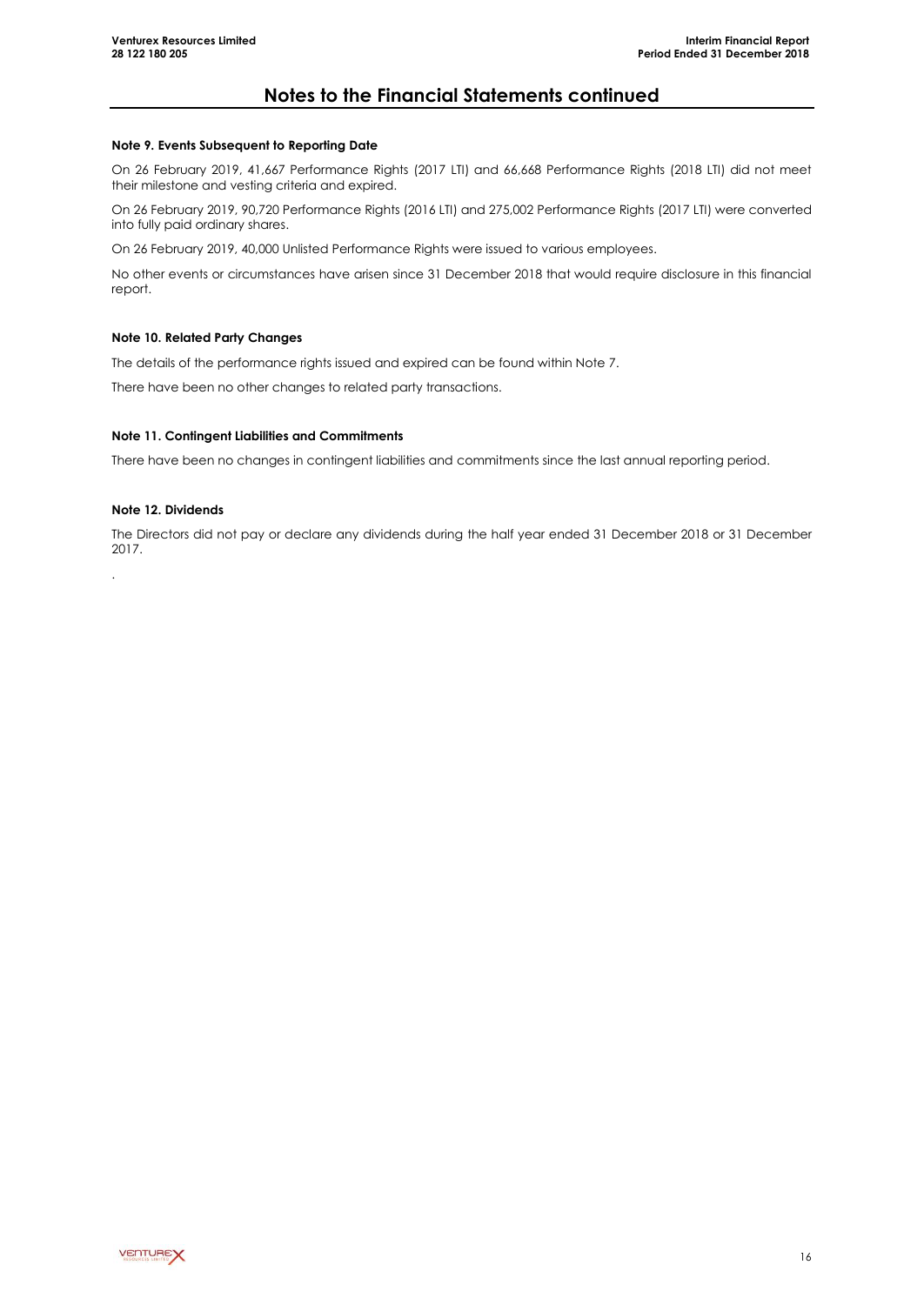# Notes to the Financial Statements continued

### Note 9. Events Subsequent to Reporting Date

On 26 February 2019, 41,667 Performance Rights (2017 LTI) and 66,668 Performance Rights (2018 LTI) did not meet their milestone and vesting criteria and expired.

On 26 February 2019, 90,720 Performance Rights (2016 LTI) and 275,002 Performance Rights (2017 LTI) were converted into fully paid ordinary shares.

On 26 February 2019, 40,000 Unlisted Performance Rights were issued to various employees.

No other events or circumstances have arisen since 31 December 2018 that would require disclosure in this financial report.

### Note 10. Related Party Changes

The details of the performance rights issued and expired can be found within Note 7.

There have been no other changes to related party transactions.

### Note 11. Contingent Liabilities and Commitments

There have been no changes in contingent liabilities and commitments since the last annual reporting period.

### Note 12. Dividends

The Directors did not pay or declare any dividends during the half year ended 31 December 2018 or 31 December 2017.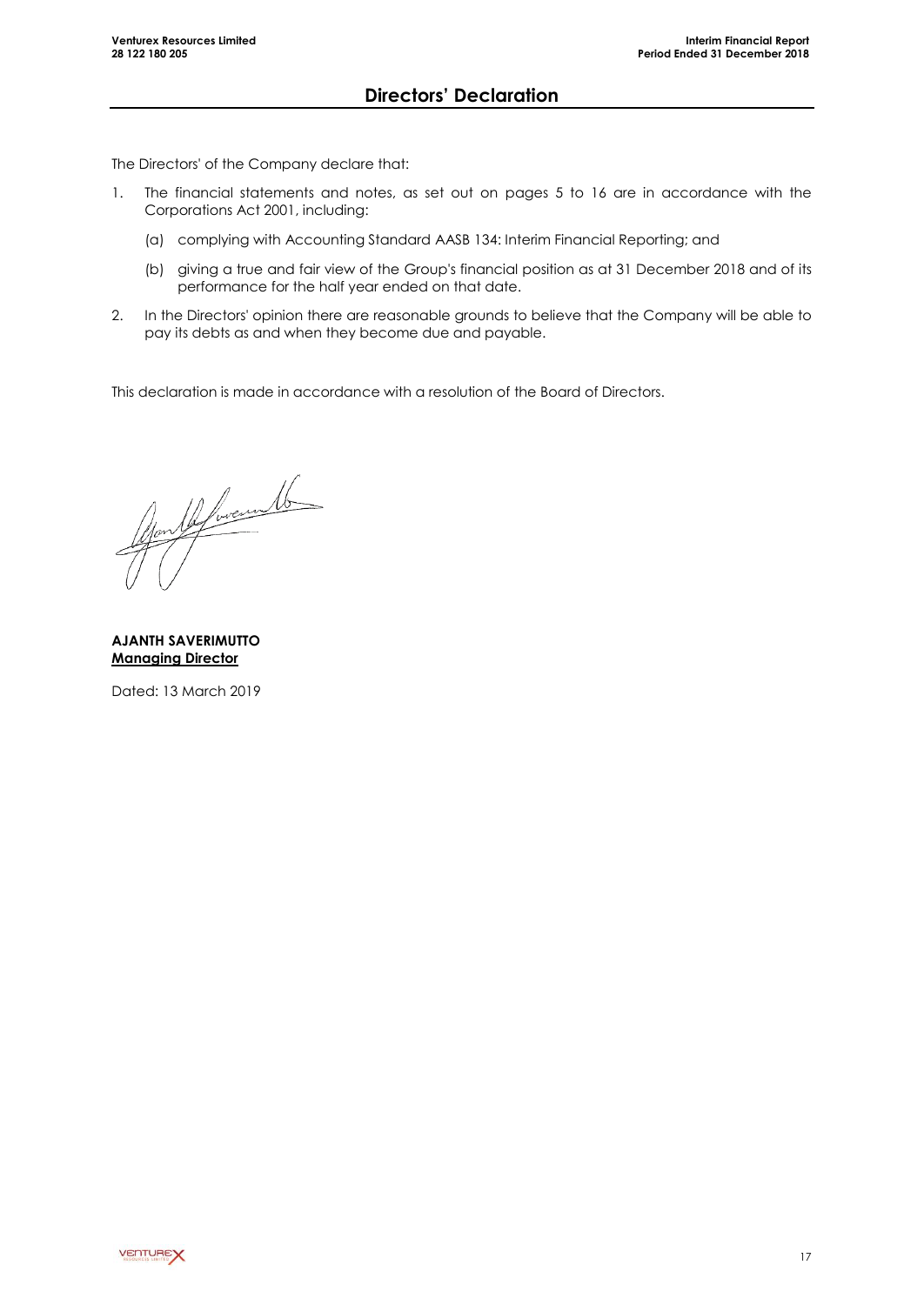# Directors' Declaration

The Directors' of the Company declare that:

1. The financial statements and notes, as set out on pages 5 to 16 are in accordance with the Corporations Act 2001, including:

   (a) complying with Accounting Standard AASB 134: Interim Financial Reporting; and

   (b) giving a true and fair view of the Group's financial position as at 31 December 2018 and of its performance for the half year ended on that date.

2. In the Directors' opinion there are reasonable grounds to believe that the Company will be able to pay its debts as and when they become due and payable.

This declaration is made in accordance with a resolution of the Board of Directors.

**AJANTH SAVERIMUTTO**
**<u>Managing Director</u>**

Dated: 13 March 2019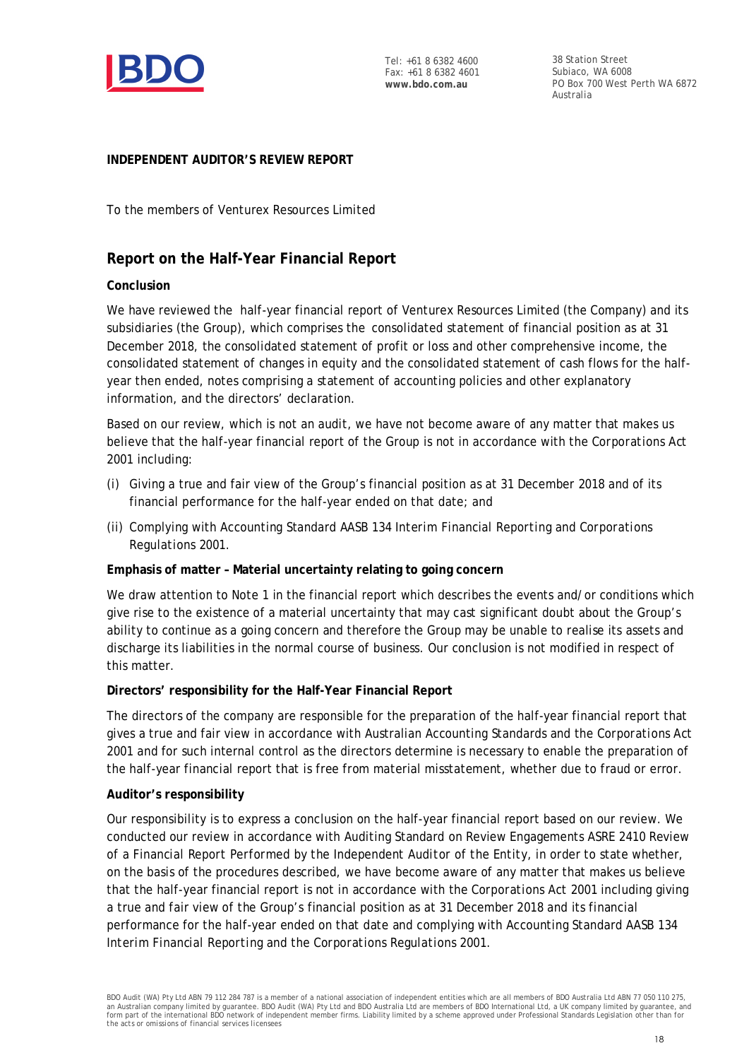Tel: +61 8 6382 4600
Fax: +61 8 6382 4601
**www.bdo.com.au**

38 Station Street
Subiaco, WA 6008
PO Box 700 West Perth WA 6872
Australia

**INDEPENDENT AUDITOR'S REVIEW REPORT**

To the members of Venturex Resources Limited

## Report on the Half-Year Financial Report

**Conclusion**

We have reviewed the half-year financial report of Venturex Resources Limited (the Company) and its subsidiaries (the Group), which comprises the consolidated statement of financial position as at 31 December 2018, the consolidated statement of profit or loss and other comprehensive income, the consolidated statement of changes in equity and the consolidated statement of cash flows for the half-year then ended, notes comprising a statement of accounting policies and other explanatory information, and the directors' declaration.

Based on our review, which is not an audit, we have not become aware of any matter that makes us believe that the half-year financial report of the Group is not in accordance with the *Corporations Act 2001* including:

(i) Giving a true and fair view of the Group's financial position as at 31 December 2018 and of its financial performance for the half-year ended on that date; and

(ii) Complying with Accounting Standard AASB 134 *Interim Financial Reporting* and *Corporations Regulations 2001*.

**Emphasis of matter – Material uncertainty relating to going concern**

We draw attention to Note 1 in the financial report which describes the events and/or conditions which give rise to the existence of a material uncertainty that may cast significant doubt about the Group's ability to continue as a going concern and therefore the Group may be unable to realise its assets and discharge its liabilities in the normal course of business. Our conclusion is not modified in respect of this matter.

**Directors' responsibility for the Half-Year Financial Report**

The directors of the company are responsible for the preparation of the half-year financial report that gives a true and fair view in accordance with Australian Accounting Standards and the *Corporations Act 2001* and for such internal control as the directors determine is necessary to enable the preparation of the half-year financial report that is free from material misstatement, whether due to fraud or error.

**Auditor's responsibility**

Our responsibility is to express a conclusion on the half-year financial report based on our review. We conducted our review in accordance with Auditing Standard on Review Engagements ASRE 2410 *Review of a Financial Report Performed by the Independent Auditor of the Entity*, in order to state whether, on the basis of the procedures described, we have become aware of any matter that makes us believe that the half-year financial report is not in accordance with the *Corporations Act 2001* including giving a true and fair view of the Group's financial position as at 31 December 2018 and its financial performance for the half-year ended on that date and complying with Accounting Standard AASB 134 *Interim Financial Reporting* and the *Corporations Regulations 2001*.

BDO Audit (WA) Pty Ltd ABN 79 112 284 787 is a member of a national association of independent entities which are all members of BDO Australia Ltd ABN 77 050 110 275, an Australian company limited by guarantee. BDO Audit (WA) Pty Ltd and BDO Australia Ltd are members of BDO International Ltd, a UK company limited by guarantee, and form part of the international BDO network of independent member firms. Liability limited by a scheme approved under Professional Standards Legislation other than for the acts or omissions of financial services licensees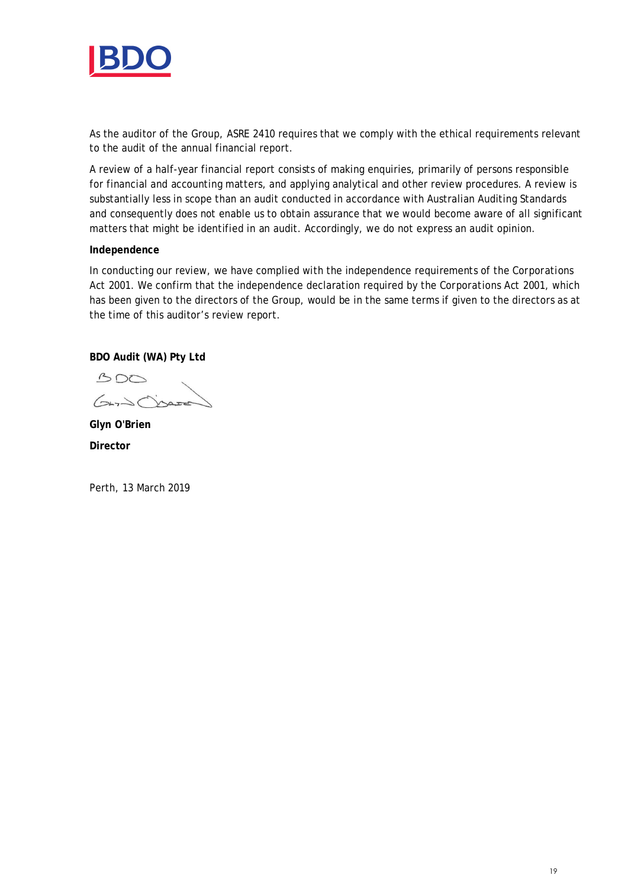As the auditor of the Group, ASRE 2410 requires that we comply with the ethical requirements relevant to the audit of the annual financial report.

A review of a half-year financial report consists of making enquiries, primarily of persons responsible for financial and accounting matters, and applying analytical and other review procedures. A review is substantially less in scope than an audit conducted in accordance with Australian Auditing Standards and consequently does not enable us to obtain assurance that we would become aware of all significant matters that might be identified in an audit. Accordingly, we do not express an audit opinion.

**Independence**

In conducting our review, we have complied with the independence requirements of the Corporations Act 2001. We confirm that the independence declaration required by the Corporations Act 2001, which has been given to the directors of the Group, would be in the same terms if given to the directors as at the time of this auditor's review report.

**BDO Audit (WA) Pty Ltd**

**Glyn O'Brien**

**Director**

Perth, 13 March 2019